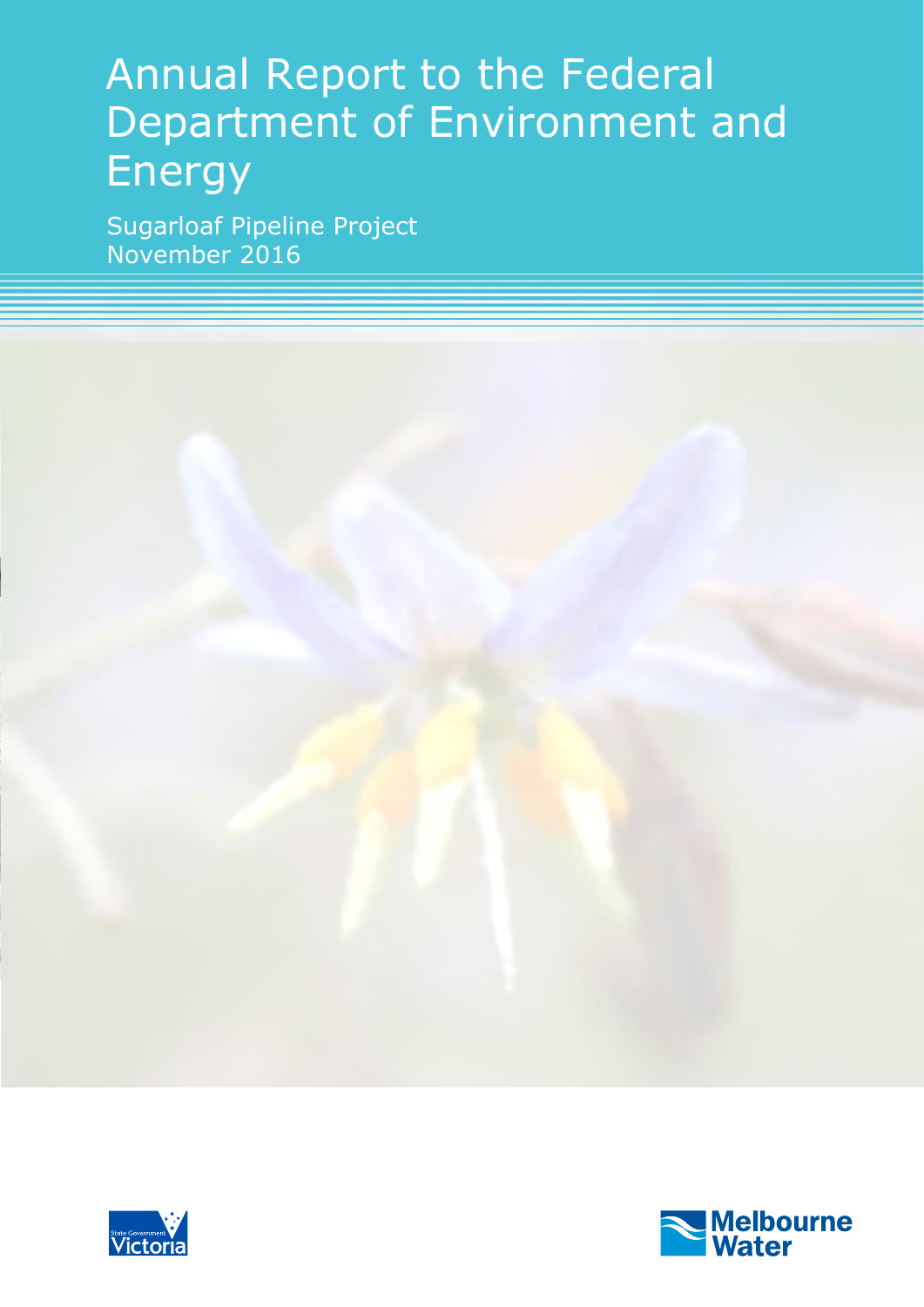# Annual Report to the Federal Department of Environment and Energy

Sugarloaf Pipeline Project
November 2016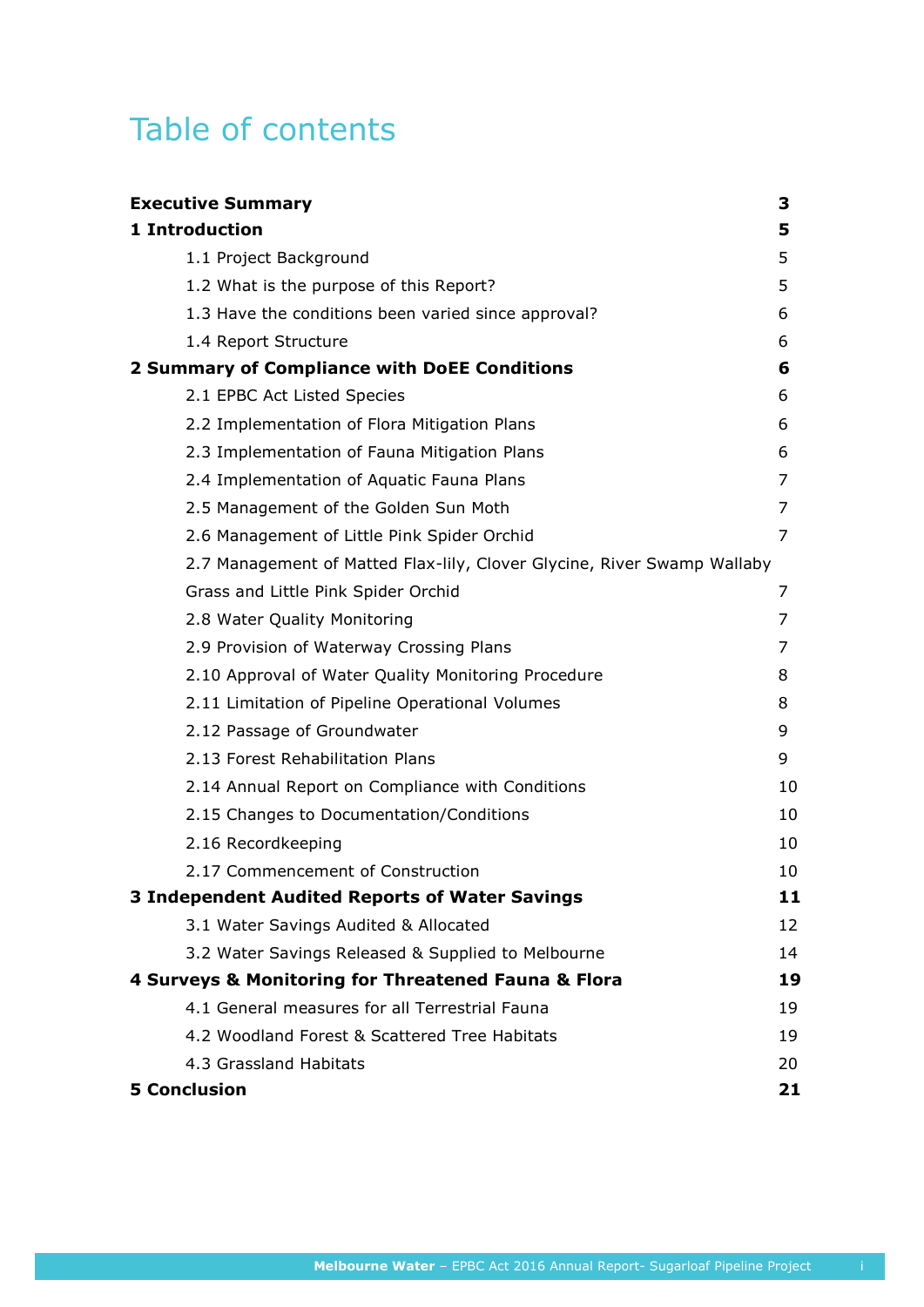# Table of contents

| | |
|---|---|
| **Executive Summary** | **3** |
| **1 Introduction** | **5** |
| 1.1 Project Background | 5 |
| 1.2 What is the purpose of this Report? | 5 |
| 1.3 Have the conditions been varied since approval? | 6 |
| 1.4 Report Structure | 6 |
| **2 Summary of Compliance with DoEE Conditions** | **6** |
| 2.1 EPBC Act Listed Species | 6 |
| 2.2 Implementation of Flora Mitigation Plans | 6 |
| 2.3 Implementation of Fauna Mitigation Plans | 6 |
| 2.4 Implementation of Aquatic Fauna Plans | 7 |
| 2.5 Management of the Golden Sun Moth | 7 |
| 2.6 Management of Little Pink Spider Orchid | 7 |
| 2.7 Management of Matted Flax-lily, Clover Glycine, River Swamp Wallaby Grass and Little Pink Spider Orchid | 7 |
| 2.8 Water Quality Monitoring | 7 |
| 2.9 Provision of Waterway Crossing Plans | 7 |
| 2.10 Approval of Water Quality Monitoring Procedure | 8 |
| 2.11 Limitation of Pipeline Operational Volumes | 8 |
| 2.12 Passage of Groundwater | 9 |
| 2.13 Forest Rehabilitation Plans | 9 |
| 2.14 Annual Report on Compliance with Conditions | 10 |
| 2.15 Changes to Documentation/Conditions | 10 |
| 2.16 Recordkeeping | 10 |
| 2.17 Commencement of Construction | 10 |
| **3 Independent Audited Reports of Water Savings** | **11** |
| 3.1 Water Savings Audited & Allocated | 12 |
| 3.2 Water Savings Released & Supplied to Melbourne | 14 |
| **4 Surveys & Monitoring for Threatened Fauna & Flora** | **19** |
| 4.1 General measures for all Terrestrial Fauna | 19 |
| 4.2 Woodland Forest & Scattered Tree Habitats | 19 |
| 4.3 Grassland Habitats | 20 |
| **5 Conclusion** | **21** |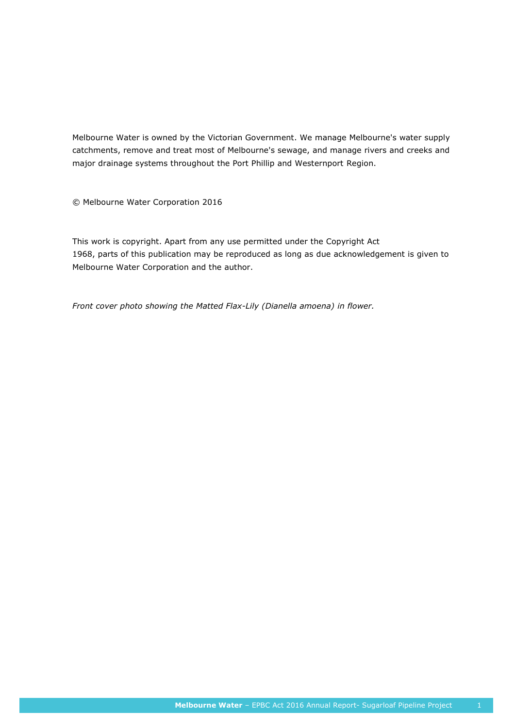Melbourne Water is owned by the Victorian Government. We manage Melbourne's water supply catchments, remove and treat most of Melbourne's sewage, and manage rivers and creeks and major drainage systems throughout the Port Phillip and Westernport Region.

© Melbourne Water Corporation 2016

This work is copyright. Apart from any use permitted under the Copyright Act 1968, parts of this publication may be reproduced as long as due acknowledgement is given to Melbourne Water Corporation and the author.

*Front cover photo showing the Matted Flax-Lily (Dianella amoena) in flower.*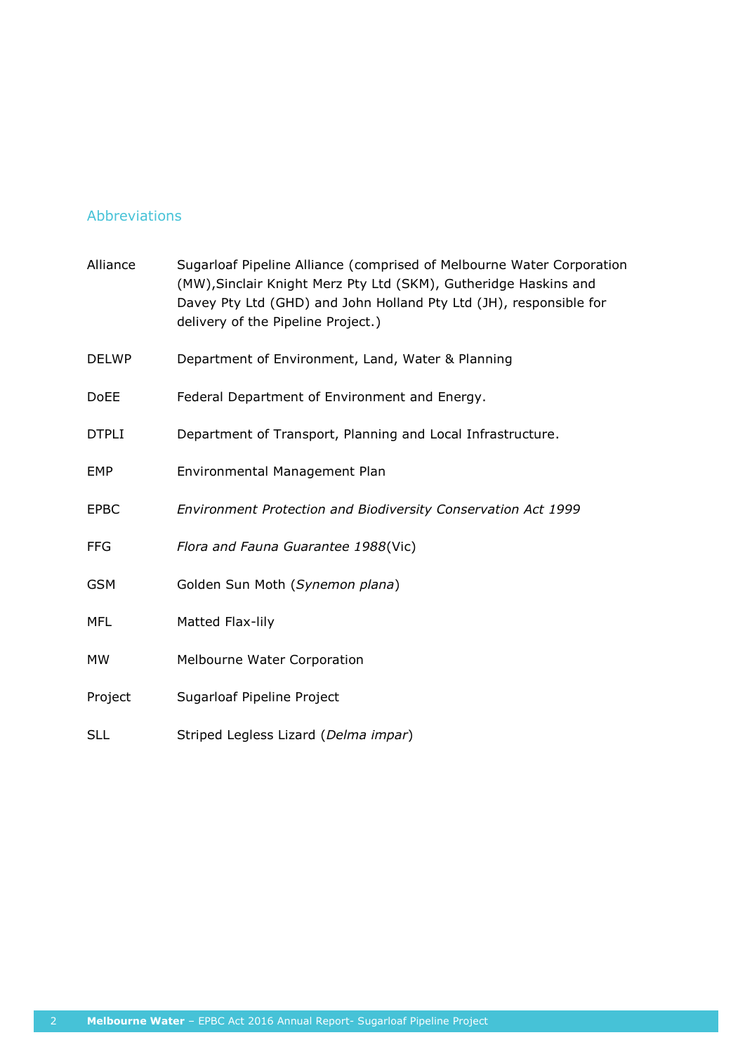## Abbreviations

| | |
|---|---|
| Alliance | Sugarloaf Pipeline Alliance (comprised of Melbourne Water Corporation (MW),Sinclair Knight Merz Pty Ltd (SKM), Gutheridge Haskins and Davey Pty Ltd (GHD) and John Holland Pty Ltd (JH), responsible for delivery of the Pipeline Project.) |
| DELWP | Department of Environment, Land, Water & Planning |
| DoEE | Federal Department of Environment and Energy. |
| DTPLI | Department of Transport, Planning and Local Infrastructure. |
| EMP | Environmental Management Plan |
| EPBC | *Environment Protection and Biodiversity Conservation Act 1999* |
| FFG | *Flora and Fauna Guarantee 1988*(Vic) |
| GSM | Golden Sun Moth (*Synemon plana*) |
| MFL | Matted Flax-lily |
| MW | Melbourne Water Corporation |
| Project | Sugarloaf Pipeline Project |
| SLL | Striped Legless Lizard (*Delma impar*) |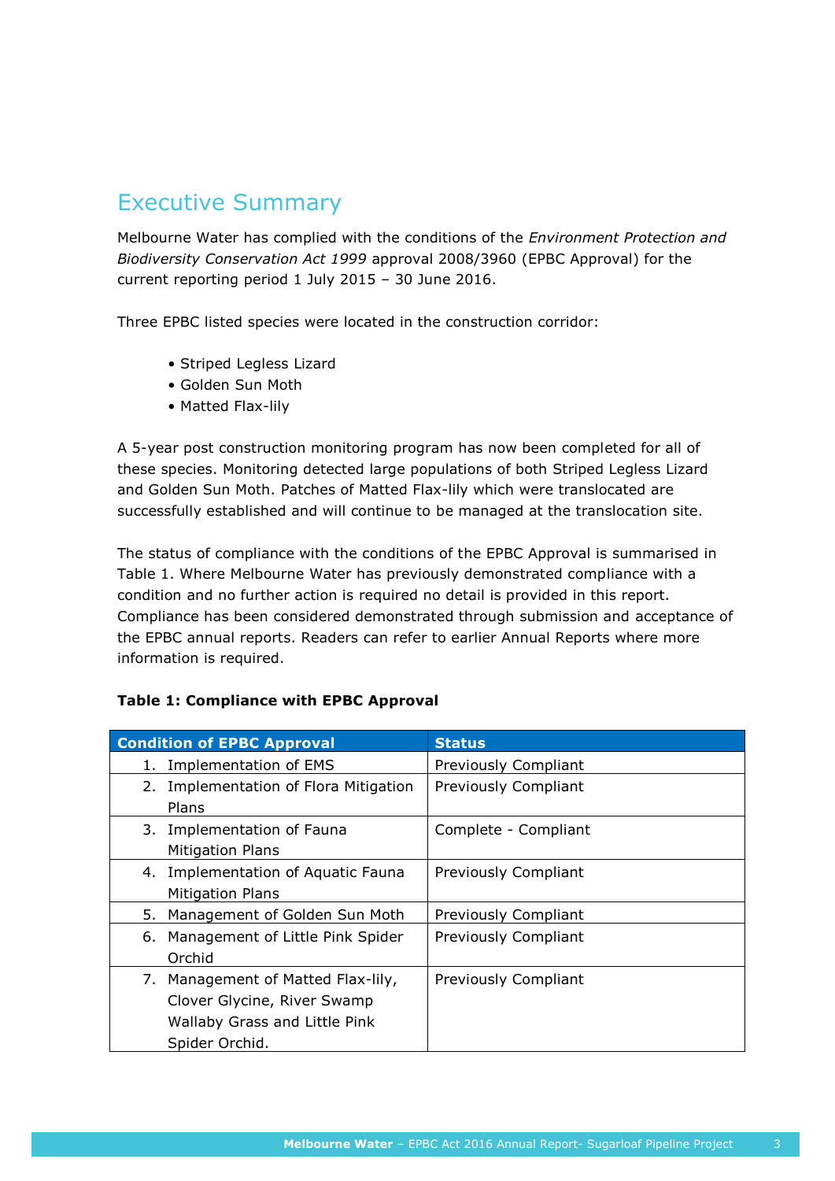# Executive Summary

Melbourne Water has complied with the conditions of the *Environment Protection and Biodiversity Conservation Act 1999* approval 2008/3960 (EPBC Approval) for the current reporting period 1 July 2015 – 30 June 2016.

Three EPBC listed species were located in the construction corridor:

- Striped Legless Lizard
- Golden Sun Moth
- Matted Flax-lily

A 5-year post construction monitoring program has now been completed for all of these species. Monitoring detected large populations of both Striped Legless Lizard and Golden Sun Moth. Patches of Matted Flax-lily which were translocated are successfully established and will continue to be managed at the translocation site.

The status of compliance with the conditions of the EPBC Approval is summarised in Table 1. Where Melbourne Water has previously demonstrated compliance with a condition and no further action is required no detail is provided in this report. Compliance has been considered demonstrated through submission and acceptance of the EPBC annual reports. Readers can refer to earlier Annual Reports where more information is required.

**Table 1: Compliance with EPBC Approval**

| Condition of EPBC Approval | Status |
|---|---|
| 1. Implementation of EMS | Previously Compliant |
| 2. Implementation of Flora Mitigation Plans | Previously Compliant |
| 3. Implementation of Fauna Mitigation Plans | Complete - Compliant |
| 4. Implementation of Aquatic Fauna Mitigation Plans | Previously Compliant |
| 5. Management of Golden Sun Moth | Previously Compliant |
| 6. Management of Little Pink Spider Orchid | Previously Compliant |
| 7. Management of Matted Flax-lily, Clover Glycine, River Swamp Wallaby Grass and Little Pink Spider Orchid. | Previously Compliant |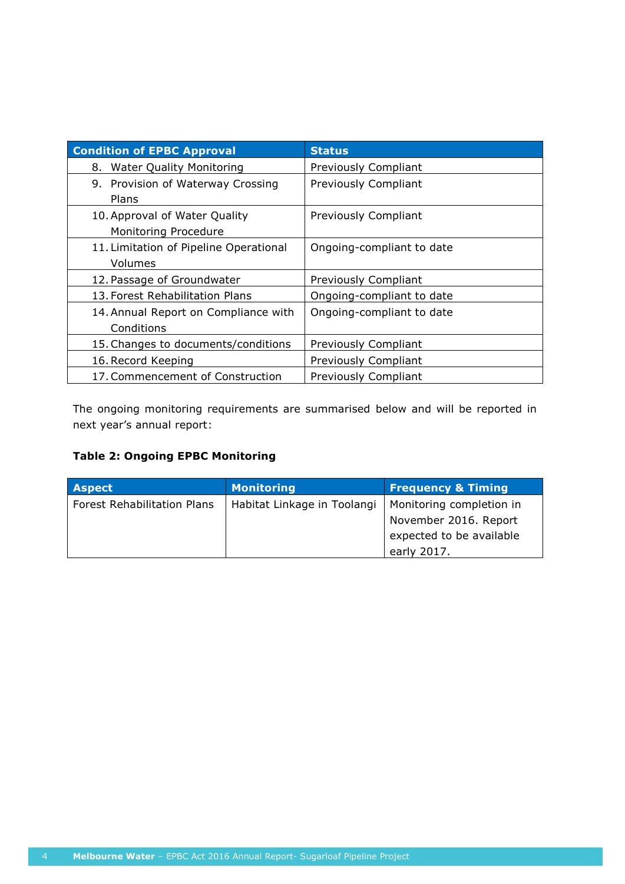| Condition of EPBC Approval | Status |
| --- | --- |
| 8. Water Quality Monitoring | Previously Compliant |
| 9. Provision of Waterway Crossing Plans | Previously Compliant |
| 10. Approval of Water Quality Monitoring Procedure | Previously Compliant |
| 11. Limitation of Pipeline Operational Volumes | Ongoing-compliant to date |
| 12. Passage of Groundwater | Previously Compliant |
| 13. Forest Rehabilitation Plans | Ongoing-compliant to date |
| 14. Annual Report on Compliance with Conditions | Ongoing-compliant to date |
| 15. Changes to documents/conditions | Previously Compliant |
| 16. Record Keeping | Previously Compliant |
| 17. Commencement of Construction | Previously Compliant |

The ongoing monitoring requirements are summarised below and will be reported in next year's annual report:

**Table 2: Ongoing EPBC Monitoring**

| Aspect | Monitoring | Frequency & Timing |
| --- | --- | --- |
| Forest Rehabilitation Plans | Habitat Linkage in Toolangi | Monitoring completion in November 2016. Report expected to be available early 2017. |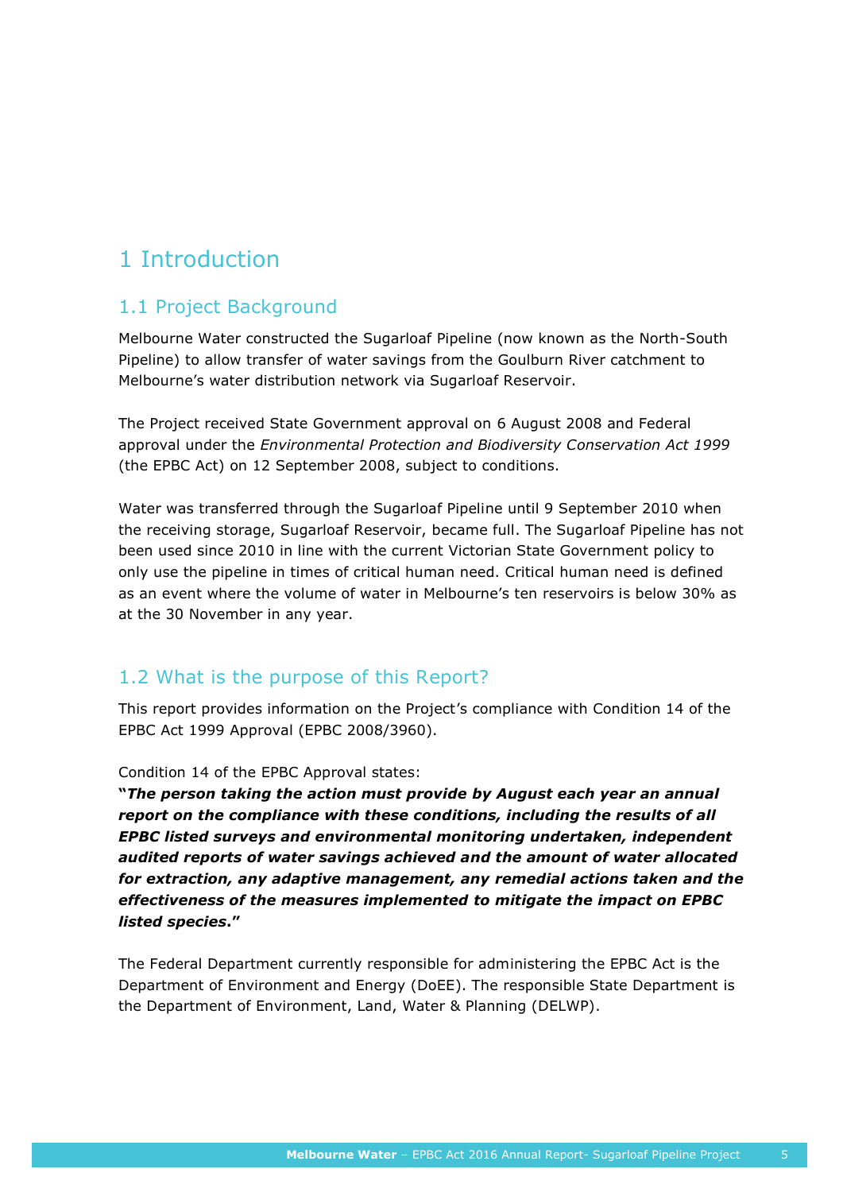# 1 Introduction

## 1.1 Project Background

Melbourne Water constructed the Sugarloaf Pipeline (now known as the North-South Pipeline) to allow transfer of water savings from the Goulburn River catchment to Melbourne's water distribution network via Sugarloaf Reservoir.

The Project received State Government approval on 6 August 2008 and Federal approval under the *Environmental Protection and Biodiversity Conservation Act 1999* (the EPBC Act) on 12 September 2008, subject to conditions.

Water was transferred through the Sugarloaf Pipeline until 9 September 2010 when the receiving storage, Sugarloaf Reservoir, became full. The Sugarloaf Pipeline has not been used since 2010 in line with the current Victorian State Government policy to only use the pipeline in times of critical human need. Critical human need is defined as an event where the volume of water in Melbourne's ten reservoirs is below 30% as at the 30 November in any year.

## 1.2 What is the purpose of this Report?

This report provides information on the Project's compliance with Condition 14 of the EPBC Act 1999 Approval (EPBC 2008/3960).

Condition 14 of the EPBC Approval states:

**"*The person taking the action must provide by August each year an annual report on the compliance with these conditions, including the results of all EPBC listed surveys and environmental monitoring undertaken, independent audited reports of water savings achieved and the amount of water allocated for extraction, any adaptive management, any remedial actions taken and the effectiveness of the measures implemented to mitigate the impact on EPBC listed species*."**

The Federal Department currently responsible for administering the EPBC Act is the Department of Environment and Energy (DoEE). The responsible State Department is the Department of Environment, Land, Water & Planning (DELWP).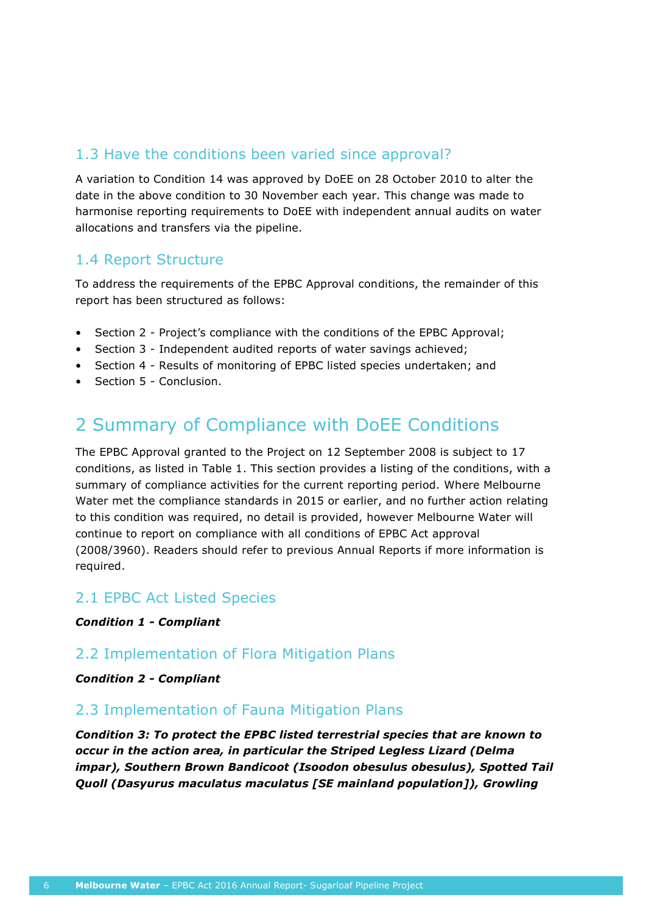## 1.3 Have the conditions been varied since approval?

A variation to Condition 14 was approved by DoEE on 28 October 2010 to alter the date in the above condition to 30 November each year. This change was made to harmonise reporting requirements to DoEE with independent annual audits on water allocations and transfers via the pipeline.

## 1.4 Report Structure

To address the requirements of the EPBC Approval conditions, the remainder of this report has been structured as follows:

- Section 2 - Project's compliance with the conditions of the EPBC Approval;
- Section 3 - Independent audited reports of water savings achieved;
- Section 4 - Results of monitoring of EPBC listed species undertaken; and
- Section 5 - Conclusion.

# 2 Summary of Compliance with DoEE Conditions

The EPBC Approval granted to the Project on 12 September 2008 is subject to 17 conditions, as listed in Table 1. This section provides a listing of the conditions, with a summary of compliance activities for the current reporting period. Where Melbourne Water met the compliance standards in 2015 or earlier, and no further action relating to this condition was required, no detail is provided, however Melbourne Water will continue to report on compliance with all conditions of EPBC Act approval (2008/3960). Readers should refer to previous Annual Reports if more information is required.

## 2.1 EPBC Act Listed Species

***Condition 1 - Compliant***

## 2.2 Implementation of Flora Mitigation Plans

***Condition 2 - Compliant***

## 2.3 Implementation of Fauna Mitigation Plans

***Condition 3: To protect the EPBC listed terrestrial species that are known to occur in the action area, in particular the Striped Legless Lizard (Delma impar), Southern Brown Bandicoot (Isoodon obesulus obesulus), Spotted Tail Quoll (Dasyurus maculatus maculatus [SE mainland population]), Growling***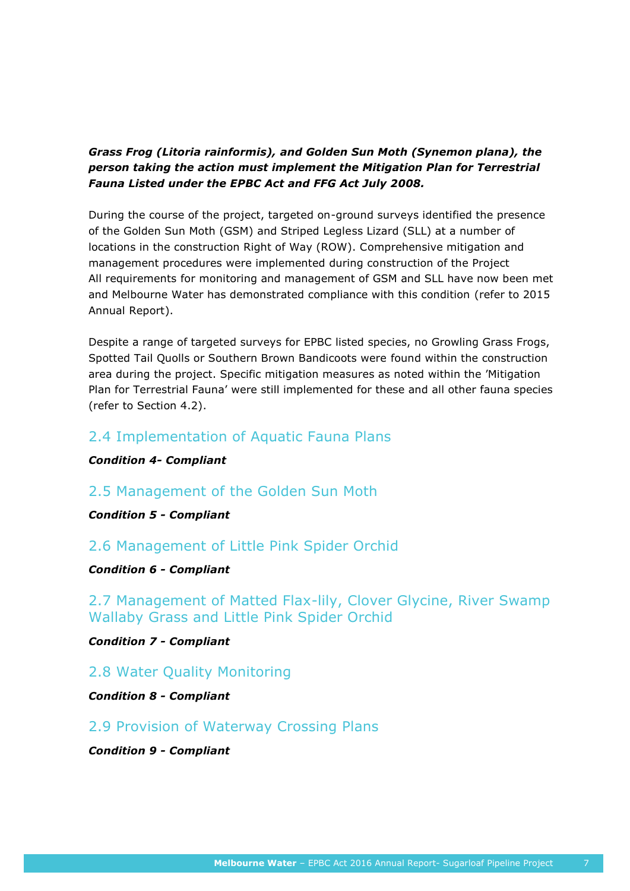***Grass Frog (Litoria rainformis), and Golden Sun Moth (Synemon plana), the person taking the action must implement the Mitigation Plan for Terrestrial Fauna Listed under the EPBC Act and FFG Act July 2008.***

During the course of the project, targeted on-ground surveys identified the presence of the Golden Sun Moth (GSM) and Striped Legless Lizard (SLL) at a number of locations in the construction Right of Way (ROW). Comprehensive mitigation and management procedures were implemented during construction of the Project All requirements for monitoring and management of GSM and SLL have now been met and Melbourne Water has demonstrated compliance with this condition (refer to 2015 Annual Report).

Despite a range of targeted surveys for EPBC listed species, no Growling Grass Frogs, Spotted Tail Quolls or Southern Brown Bandicoots were found within the construction area during the project. Specific mitigation measures as noted within the 'Mitigation Plan for Terrestrial Fauna' were still implemented for these and all other fauna species (refer to Section 4.2).

## 2.4 Implementation of Aquatic Fauna Plans

***Condition 4- Compliant***

## 2.5 Management of the Golden Sun Moth

***Condition 5 - Compliant***

## 2.6 Management of Little Pink Spider Orchid

***Condition 6 - Compliant***

## 2.7 Management of Matted Flax-lily, Clover Glycine, River Swamp Wallaby Grass and Little Pink Spider Orchid

***Condition 7 - Compliant***

## 2.8 Water Quality Monitoring

***Condition 8 - Compliant***

## 2.9 Provision of Waterway Crossing Plans

***Condition 9 - Compliant***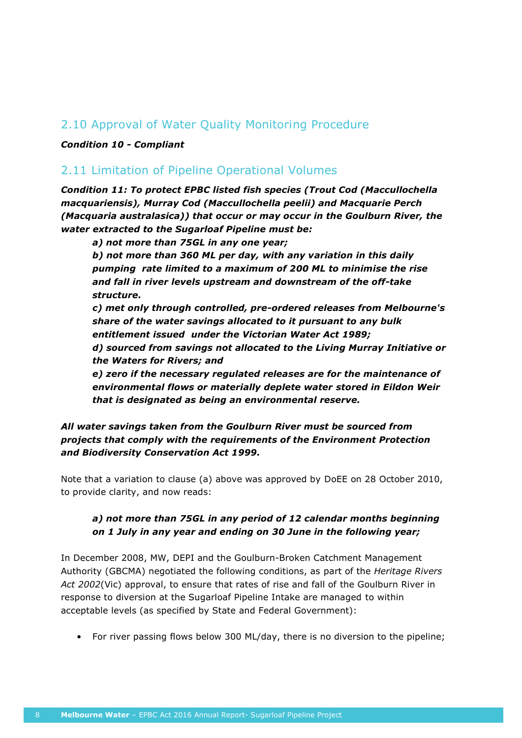## 2.10 Approval of Water Quality Monitoring Procedure

***Condition 10 - Compliant***

## 2.11 Limitation of Pipeline Operational Volumes

***Condition 11: To protect EPBC listed fish species (Trout Cod (Maccullochella macquariensis), Murray Cod (Maccullochella peelii) and Macquarie Perch (Macquaria australasica)) that occur or may occur in the Goulburn River, the water extracted to the Sugarloaf Pipeline must be:***

> ***a) not more than 75GL in any one year;***
>
> ***b) not more than 360 ML per day, with any variation in this daily pumping rate limited to a maximum of 200 ML to minimise the rise and fall in river levels upstream and downstream of the off-take structure.***
>
> ***c) met only through controlled, pre-ordered releases from Melbourne's share of the water savings allocated to it pursuant to any bulk entitlement issued under the Victorian Water Act 1989;***
>
> ***d) sourced from savings not allocated to the Living Murray Initiative or the Waters for Rivers; and***
>
> ***e) zero if the necessary regulated releases are for the maintenance of environmental flows or materially deplete water stored in Eildon Weir that is designated as being an environmental reserve.***

***All water savings taken from the Goulburn River must be sourced from projects that comply with the requirements of the Environment Protection and Biodiversity Conservation Act 1999.***

Note that a variation to clause (a) above was approved by DoEE on 28 October 2010, to provide clarity, and now reads:

> ***a) not more than 75GL in any period of 12 calendar months beginning on 1 July in any year and ending on 30 June in the following year;***

In December 2008, MW, DEPI and the Goulburn-Broken Catchment Management Authority (GBCMA) negotiated the following conditions, as part of the *Heritage Rivers Act 2002*(Vic) approval, to ensure that rates of rise and fall of the Goulburn River in response to diversion at the Sugarloaf Pipeline Intake are managed to within acceptable levels (as specified by State and Federal Government):

- For river passing flows below 300 ML/day, there is no diversion to the pipeline;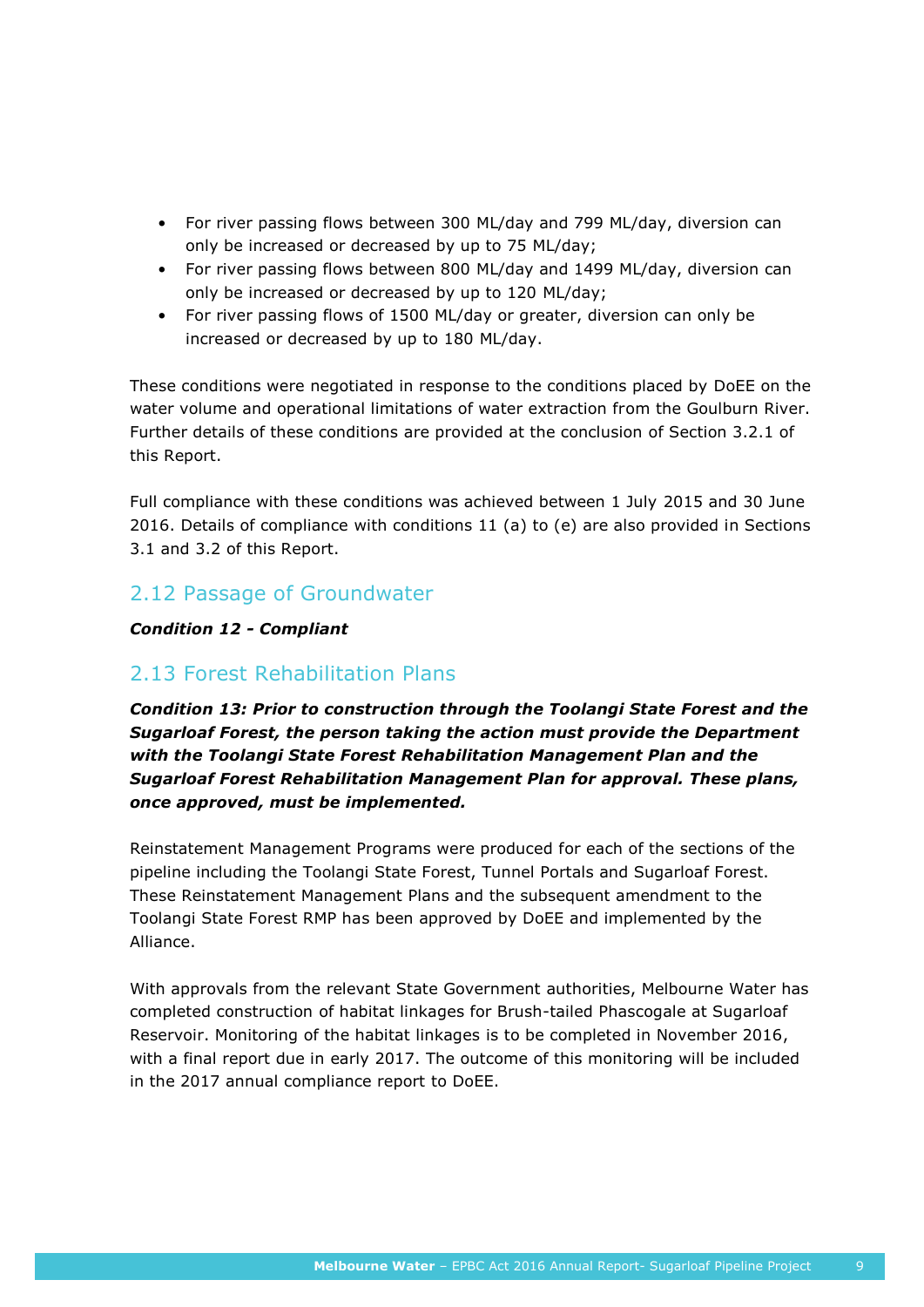- For river passing flows between 300 ML/day and 799 ML/day, diversion can only be increased or decreased by up to 75 ML/day;
- For river passing flows between 800 ML/day and 1499 ML/day, diversion can only be increased or decreased by up to 120 ML/day;
- For river passing flows of 1500 ML/day or greater, diversion can only be increased or decreased by up to 180 ML/day.

These conditions were negotiated in response to the conditions placed by DoEE on the water volume and operational limitations of water extraction from the Goulburn River. Further details of these conditions are provided at the conclusion of Section 3.2.1 of this Report.

Full compliance with these conditions was achieved between 1 July 2015 and 30 June 2016. Details of compliance with conditions 11 (a) to (e) are also provided in Sections 3.1 and 3.2 of this Report.

## 2.12 Passage of Groundwater

***Condition 12 - Compliant***

## 2.13 Forest Rehabilitation Plans

***Condition 13: Prior to construction through the Toolangi State Forest and the Sugarloaf Forest, the person taking the action must provide the Department with the Toolangi State Forest Rehabilitation Management Plan and the Sugarloaf Forest Rehabilitation Management Plan for approval. These plans, once approved, must be implemented.***

Reinstatement Management Programs were produced for each of the sections of the pipeline including the Toolangi State Forest, Tunnel Portals and Sugarloaf Forest. These Reinstatement Management Plans and the subsequent amendment to the Toolangi State Forest RMP has been approved by DoEE and implemented by the Alliance.

With approvals from the relevant State Government authorities, Melbourne Water has completed construction of habitat linkages for Brush-tailed Phascogale at Sugarloaf Reservoir. Monitoring of the habitat linkages is to be completed in November 2016, with a final report due in early 2017. The outcome of this monitoring will be included in the 2017 annual compliance report to DoEE.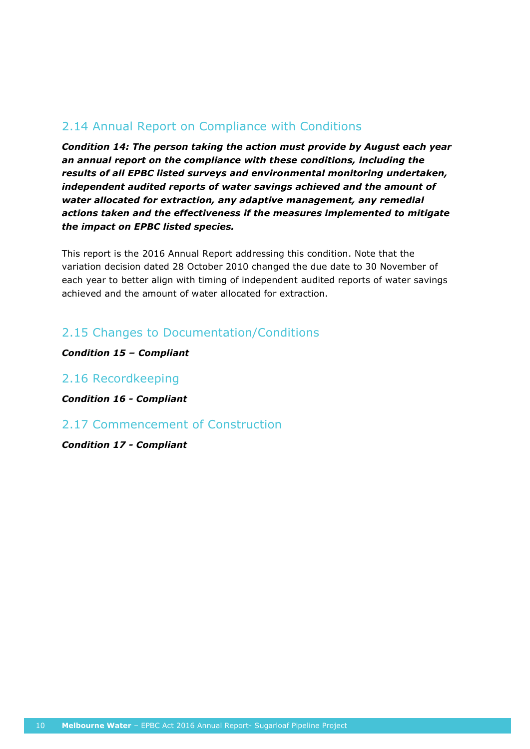## 2.14 Annual Report on Compliance with Conditions

***Condition 14: The person taking the action must provide by August each year an annual report on the compliance with these conditions, including the results of all EPBC listed surveys and environmental monitoring undertaken, independent audited reports of water savings achieved and the amount of water allocated for extraction, any adaptive management, any remedial actions taken and the effectiveness if the measures implemented to mitigate the impact on EPBC listed species.***

This report is the 2016 Annual Report addressing this condition. Note that the variation decision dated 28 October 2010 changed the due date to 30 November of each year to better align with timing of independent audited reports of water savings achieved and the amount of water allocated for extraction.

## 2.15 Changes to Documentation/Conditions

***Condition 15 – Compliant***

## 2.16 Recordkeeping

***Condition 16 - Compliant***

## 2.17 Commencement of Construction

***Condition 17 - Compliant***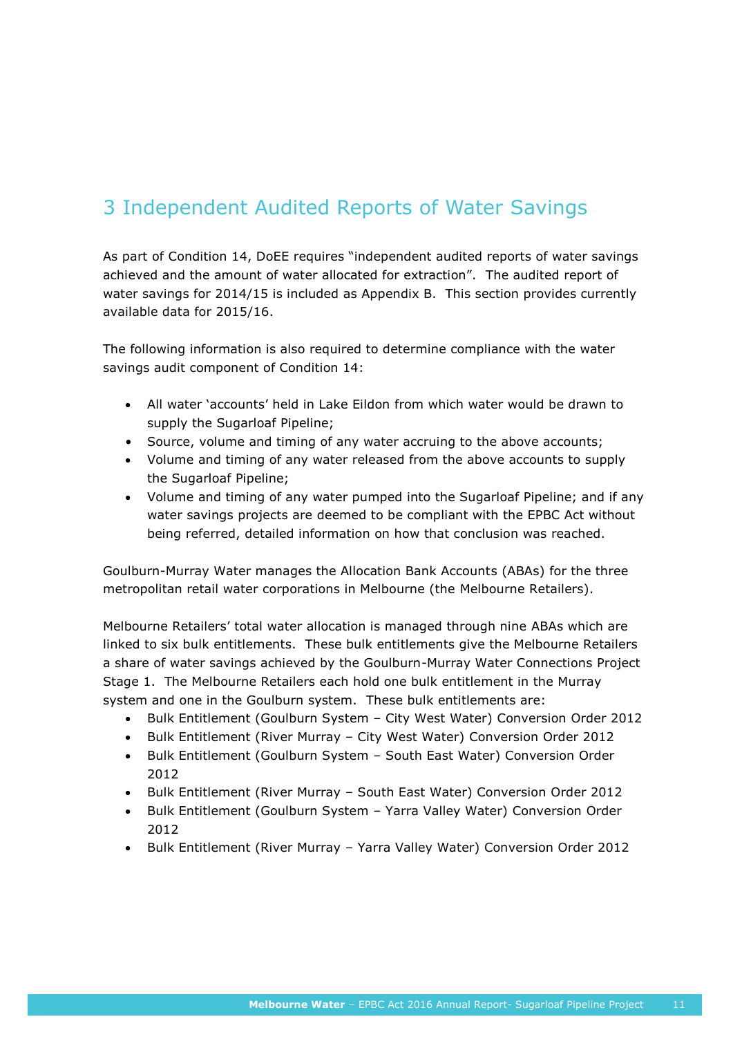# 3 Independent Audited Reports of Water Savings

As part of Condition 14, DoEE requires "independent audited reports of water savings achieved and the amount of water allocated for extraction". The audited report of water savings for 2014/15 is included as Appendix B. This section provides currently available data for 2015/16.

The following information is also required to determine compliance with the water savings audit component of Condition 14:

- All water 'accounts' held in Lake Eildon from which water would be drawn to supply the Sugarloaf Pipeline;
- Source, volume and timing of any water accruing to the above accounts;
- Volume and timing of any water released from the above accounts to supply the Sugarloaf Pipeline;
- Volume and timing of any water pumped into the Sugarloaf Pipeline; and if any water savings projects are deemed to be compliant with the EPBC Act without being referred, detailed information on how that conclusion was reached.

Goulburn-Murray Water manages the Allocation Bank Accounts (ABAs) for the three metropolitan retail water corporations in Melbourne (the Melbourne Retailers).

Melbourne Retailers' total water allocation is managed through nine ABAs which are linked to six bulk entitlements. These bulk entitlements give the Melbourne Retailers a share of water savings achieved by the Goulburn-Murray Water Connections Project Stage 1. The Melbourne Retailers each hold one bulk entitlement in the Murray system and one in the Goulburn system. These bulk entitlements are:

- Bulk Entitlement (Goulburn System – City West Water) Conversion Order 2012
- Bulk Entitlement (River Murray – City West Water) Conversion Order 2012
- Bulk Entitlement (Goulburn System – South East Water) Conversion Order 2012
- Bulk Entitlement (River Murray – South East Water) Conversion Order 2012
- Bulk Entitlement (Goulburn System – Yarra Valley Water) Conversion Order 2012
- Bulk Entitlement (River Murray – Yarra Valley Water) Conversion Order 2012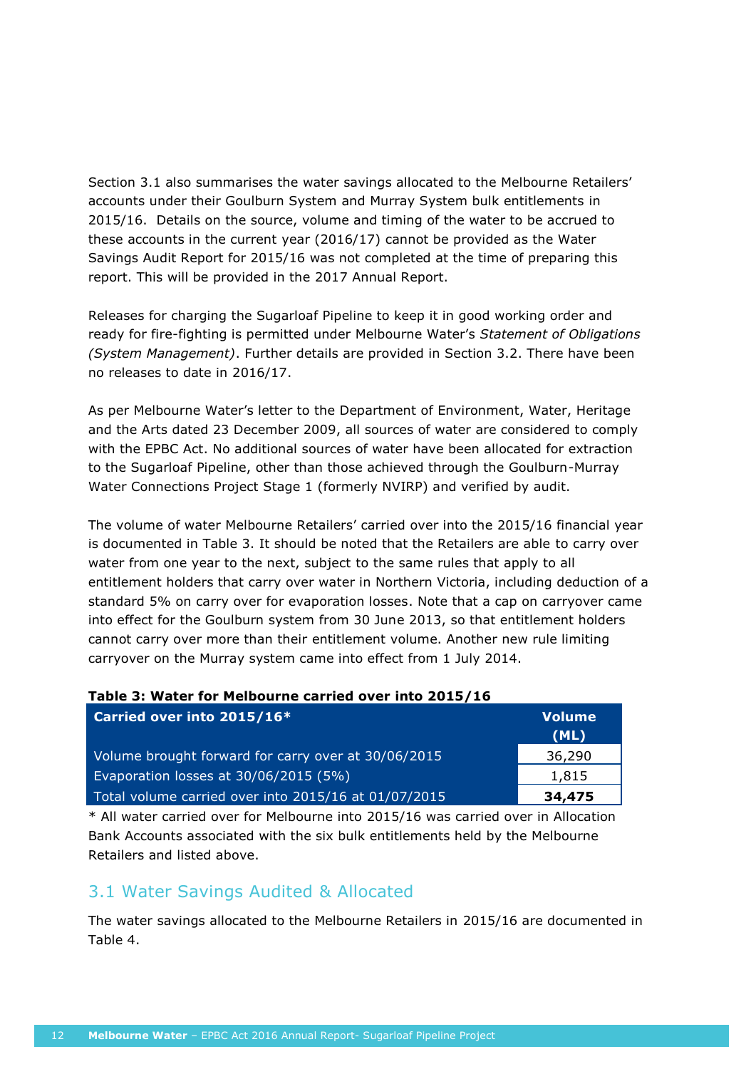Section 3.1 also summarises the water savings allocated to the Melbourne Retailers' accounts under their Goulburn System and Murray System bulk entitlements in 2015/16. Details on the source, volume and timing of the water to be accrued to these accounts in the current year (2016/17) cannot be provided as the Water Savings Audit Report for 2015/16 was not completed at the time of preparing this report. This will be provided in the 2017 Annual Report.

Releases for charging the Sugarloaf Pipeline to keep it in good working order and ready for fire-fighting is permitted under Melbourne Water's *Statement of Obligations (System Management)*. Further details are provided in Section 3.2. There have been no releases to date in 2016/17.

As per Melbourne Water's letter to the Department of Environment, Water, Heritage and the Arts dated 23 December 2009, all sources of water are considered to comply with the EPBC Act. No additional sources of water have been allocated for extraction to the Sugarloaf Pipeline, other than those achieved through the Goulburn-Murray Water Connections Project Stage 1 (formerly NVIRP) and verified by audit.

The volume of water Melbourne Retailers' carried over into the 2015/16 financial year is documented in Table 3. It should be noted that the Retailers are able to carry over water from one year to the next, subject to the same rules that apply to all entitlement holders that carry over water in Northern Victoria, including deduction of a standard 5% on carry over for evaporation losses. Note that a cap on carryover came into effect for the Goulburn system from 30 June 2013, so that entitlement holders cannot carry over more than their entitlement volume. Another new rule limiting carryover on the Murray system came into effect from 1 July 2014.

**Table 3: Water for Melbourne carried over into 2015/16**

| Carried over into 2015/16* | Volume (ML) |
|---|---|
| Volume brought forward for carry over at 30/06/2015 | 36,290 |
| Evaporation losses at 30/06/2015 (5%) | 1,815 |
| Total volume carried over into 2015/16 at 01/07/2015 | **34,475** |

* All water carried over for Melbourne into 2015/16 was carried over in Allocation Bank Accounts associated with the six bulk entitlements held by the Melbourne Retailers and listed above.

## 3.1 Water Savings Audited & Allocated

The water savings allocated to the Melbourne Retailers in 2015/16 are documented in Table 4.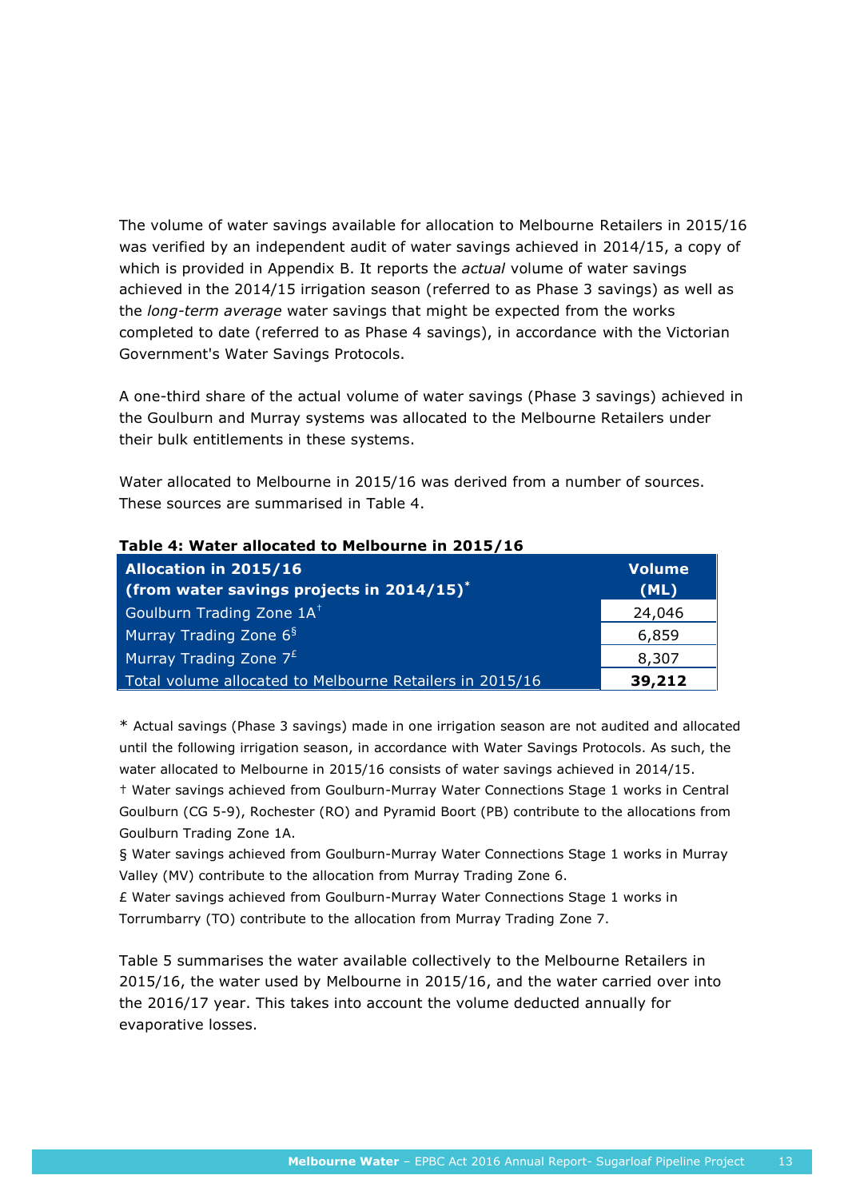The volume of water savings available for allocation to Melbourne Retailers in 2015/16 was verified by an independent audit of water savings achieved in 2014/15, a copy of which is provided in Appendix B. It reports the *actual* volume of water savings achieved in the 2014/15 irrigation season (referred to as Phase 3 savings) as well as the *long-term average* water savings that might be expected from the works completed to date (referred to as Phase 4 savings), in accordance with the Victorian Government's Water Savings Protocols.

A one-third share of the actual volume of water savings (Phase 3 savings) achieved in the Goulburn and Murray systems was allocated to the Melbourne Retailers under their bulk entitlements in these systems.

Water allocated to Melbourne in 2015/16 was derived from a number of sources. These sources are summarised in Table 4.

**Table 4: Water allocated to Melbourne in 2015/16**

| **Allocation in 2015/16 (from water savings projects in 2014/15)*** | **Volume (ML)** |
|---|---|
| Goulburn Trading Zone 1A† | 24,046 |
| Murray Trading Zone 6§ | 6,859 |
| Murray Trading Zone 7£ | 8,307 |
| Total volume allocated to Melbourne Retailers in 2015/16 | **39,212** |

* Actual savings (Phase 3 savings) made in one irrigation season are not audited and allocated until the following irrigation season, in accordance with Water Savings Protocols. As such, the water allocated to Melbourne in 2015/16 consists of water savings achieved in 2014/15.

† Water savings achieved from Goulburn-Murray Water Connections Stage 1 works in Central Goulburn (CG 5-9), Rochester (RO) and Pyramid Boort (PB) contribute to the allocations from Goulburn Trading Zone 1A.

§ Water savings achieved from Goulburn-Murray Water Connections Stage 1 works in Murray Valley (MV) contribute to the allocation from Murray Trading Zone 6.

£ Water savings achieved from Goulburn-Murray Water Connections Stage 1 works in Torrumbarry (TO) contribute to the allocation from Murray Trading Zone 7.

Table 5 summarises the water available collectively to the Melbourne Retailers in 2015/16, the water used by Melbourne in 2015/16, and the water carried over into the 2016/17 year. This takes into account the volume deducted annually for evaporative losses.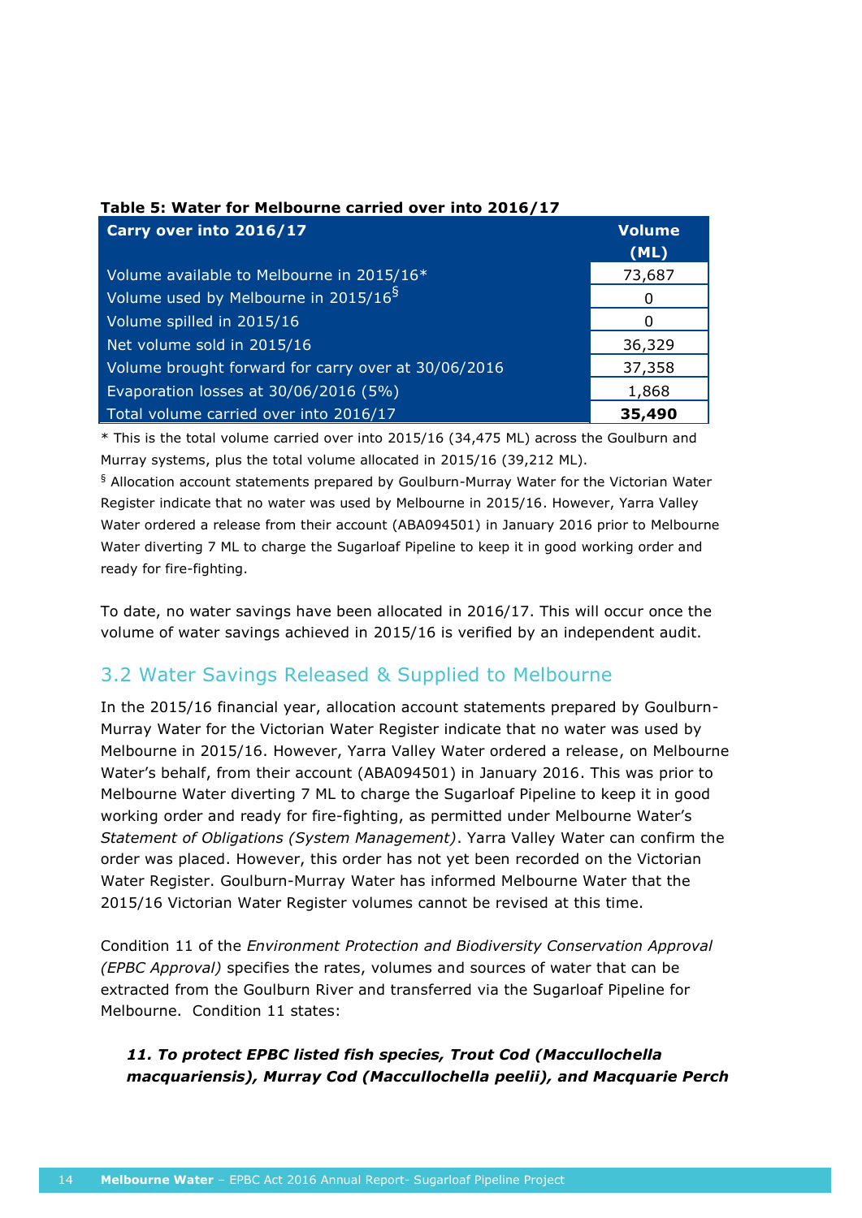**Table 5: Water for Melbourne carried over into 2016/17**

| Carry over into 2016/17 | Volume (ML) |
|---|---|
| Volume available to Melbourne in 2015/16* | 73,687 |
| Volume used by Melbourne in 2015/16[§] | 0 |
| Volume spilled in 2015/16 | 0 |
| Net volume sold in 2015/16 | 36,329 |
| Volume brought forward for carry over at 30/06/2016 | 37,358 |
| Evaporation losses at 30/06/2016 (5%) | 1,868 |
| Total volume carried over into 2016/17 | **35,490** |

* This is the total volume carried over into 2015/16 (34,475 ML) across the Goulburn and Murray systems, plus the total volume allocated in 2015/16 (39,212 ML).

§ Allocation account statements prepared by Goulburn-Murray Water for the Victorian Water Register indicate that no water was used by Melbourne in 2015/16. However, Yarra Valley Water ordered a release from their account (ABA094501) in January 2016 prior to Melbourne Water diverting 7 ML to charge the Sugarloaf Pipeline to keep it in good working order and ready for fire-fighting.

To date, no water savings have been allocated in 2016/17. This will occur once the volume of water savings achieved in 2015/16 is verified by an independent audit.

## 3.2 Water Savings Released & Supplied to Melbourne

In the 2015/16 financial year, allocation account statements prepared by Goulburn-Murray Water for the Victorian Water Register indicate that no water was used by Melbourne in 2015/16. However, Yarra Valley Water ordered a release, on Melbourne Water's behalf, from their account (ABA094501) in January 2016. This was prior to Melbourne Water diverting 7 ML to charge the Sugarloaf Pipeline to keep it in good working order and ready for fire-fighting, as permitted under Melbourne Water's *Statement of Obligations (System Management)*. Yarra Valley Water can confirm the order was placed. However, this order has not yet been recorded on the Victorian Water Register. Goulburn-Murray Water has informed Melbourne Water that the 2015/16 Victorian Water Register volumes cannot be revised at this time.

Condition 11 of the *Environment Protection and Biodiversity Conservation Approval (EPBC Approval)* specifies the rates, volumes and sources of water that can be extracted from the Goulburn River and transferred via the Sugarloaf Pipeline for Melbourne. Condition 11 states:

***11. To protect EPBC listed fish species, Trout Cod (Maccullochella macquariensis), Murray Cod (Maccullochella peelii), and Macquarie Perch***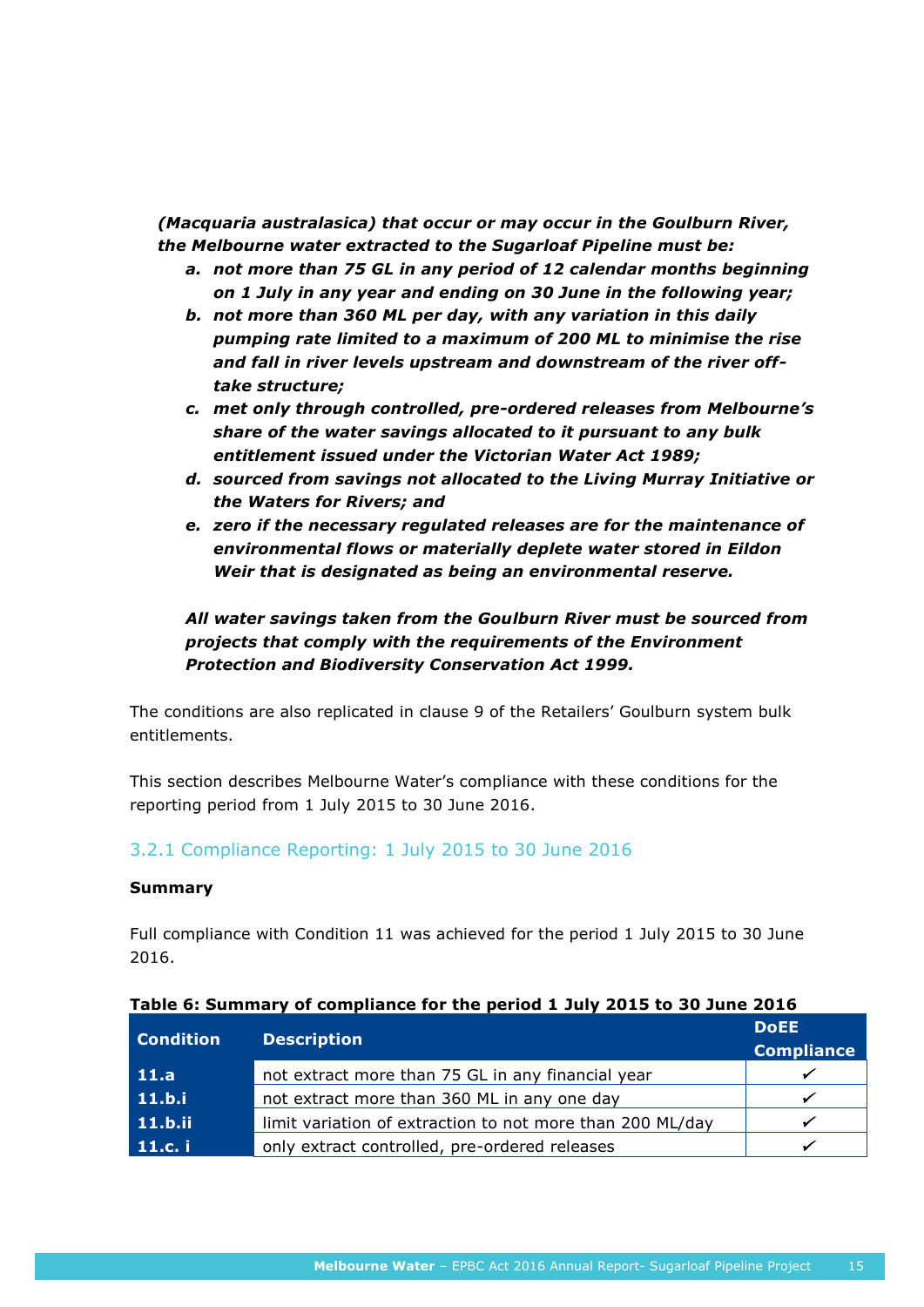***(Macquaria australasica) that occur or may occur in the Goulburn River, the Melbourne water extracted to the Sugarloaf Pipeline must be:***

***a. not more than 75 GL in any period of 12 calendar months beginning on 1 July in any year and ending on 30 June in the following year;***

***b. not more than 360 ML per day, with any variation in this daily pumping rate limited to a maximum of 200 ML to minimise the rise and fall in river levels upstream and downstream of the river off-take structure;***

***c. met only through controlled, pre-ordered releases from Melbourne's share of the water savings allocated to it pursuant to any bulk entitlement issued under the Victorian Water Act 1989;***

***d. sourced from savings not allocated to the Living Murray Initiative or the Waters for Rivers; and***

***e. zero if the necessary regulated releases are for the maintenance of environmental flows or materially deplete water stored in Eildon Weir that is designated as being an environmental reserve.***

***All water savings taken from the Goulburn River must be sourced from projects that comply with the requirements of the Environment Protection and Biodiversity Conservation Act 1999.***

The conditions are also replicated in clause 9 of the Retailers' Goulburn system bulk entitlements.

This section describes Melbourne Water's compliance with these conditions for the reporting period from 1 July 2015 to 30 June 2016.

### 3.2.1 Compliance Reporting: 1 July 2015 to 30 June 2016

**Summary**

Full compliance with Condition 11 was achieved for the period 1 July 2015 to 30 June 2016.

**Table 6: Summary of compliance for the period 1 July 2015 to 30 June 2016**

| Condition | Description | DoEE Compliance |
|---|---|---|
| 11.a | not extract more than 75 GL in any financial year | ✓ |
| 11.b.i | not extract more than 360 ML in any one day | ✓ |
| 11.b.ii | limit variation of extraction to not more than 200 ML/day | ✓ |
| 11.c. i | only extract controlled, pre-ordered releases | ✓ |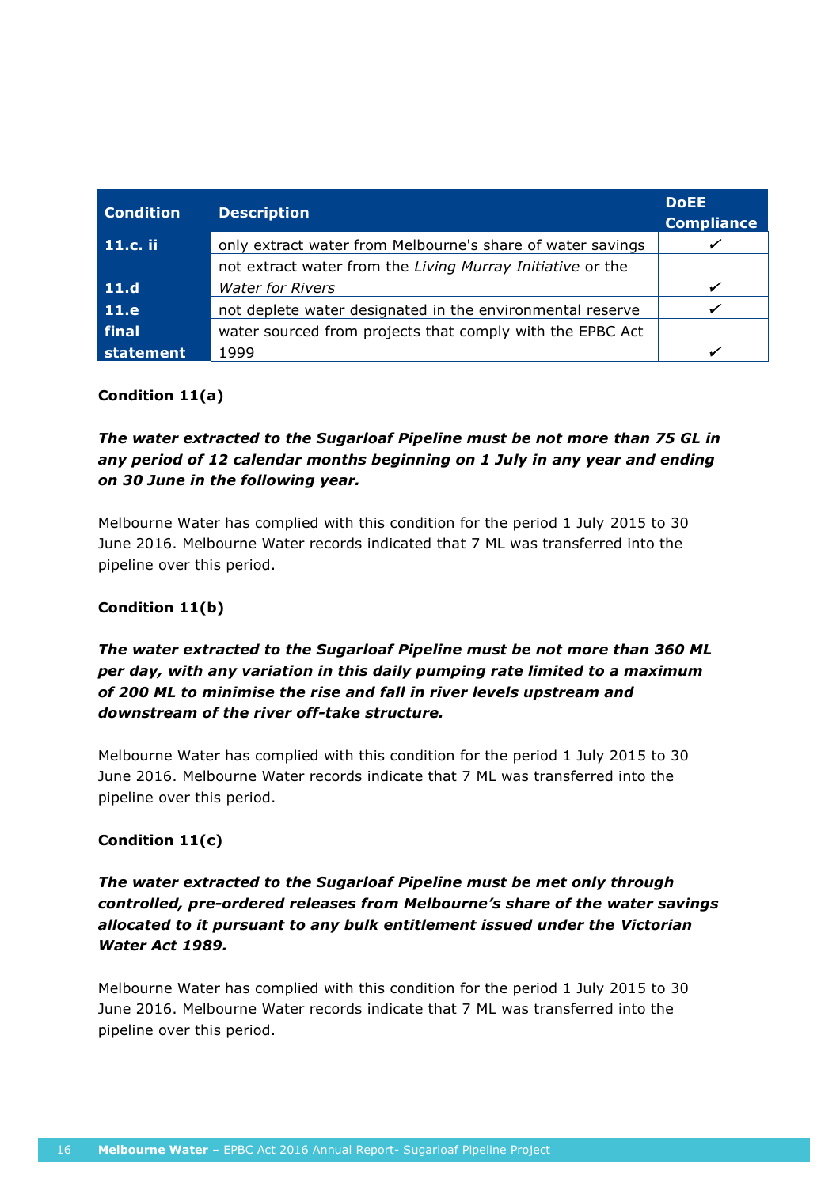| Condition | Description | DoEE Compliance |
|---|---|---|
| 11.c. ii | only extract water from Melbourne's share of water savings | ✓ |
| 11.d | not extract water from the *Living Murray Initiative* or the *Water for Rivers* | ✓ |
| 11.e | not deplete water designated in the environmental reserve | ✓ |
| final statement | water sourced from projects that comply with the EPBC Act 1999 | ✓ |

**Condition 11(a)**

***The water extracted to the Sugarloaf Pipeline must be not more than 75 GL in any period of 12 calendar months beginning on 1 July in any year and ending on 30 June in the following year.***

Melbourne Water has complied with this condition for the period 1 July 2015 to 30 June 2016. Melbourne Water records indicated that 7 ML was transferred into the pipeline over this period.

**Condition 11(b)**

***The water extracted to the Sugarloaf Pipeline must be not more than 360 ML per day, with any variation in this daily pumping rate limited to a maximum of 200 ML to minimise the rise and fall in river levels upstream and downstream of the river off-take structure.***

Melbourne Water has complied with this condition for the period 1 July 2015 to 30 June 2016. Melbourne Water records indicate that 7 ML was transferred into the pipeline over this period.

**Condition 11(c)**

***The water extracted to the Sugarloaf Pipeline must be met only through controlled, pre-ordered releases from Melbourne's share of the water savings allocated to it pursuant to any bulk entitlement issued under the Victorian Water Act 1989.***

Melbourne Water has complied with this condition for the period 1 July 2015 to 30 June 2016. Melbourne Water records indicate that 7 ML was transferred into the pipeline over this period.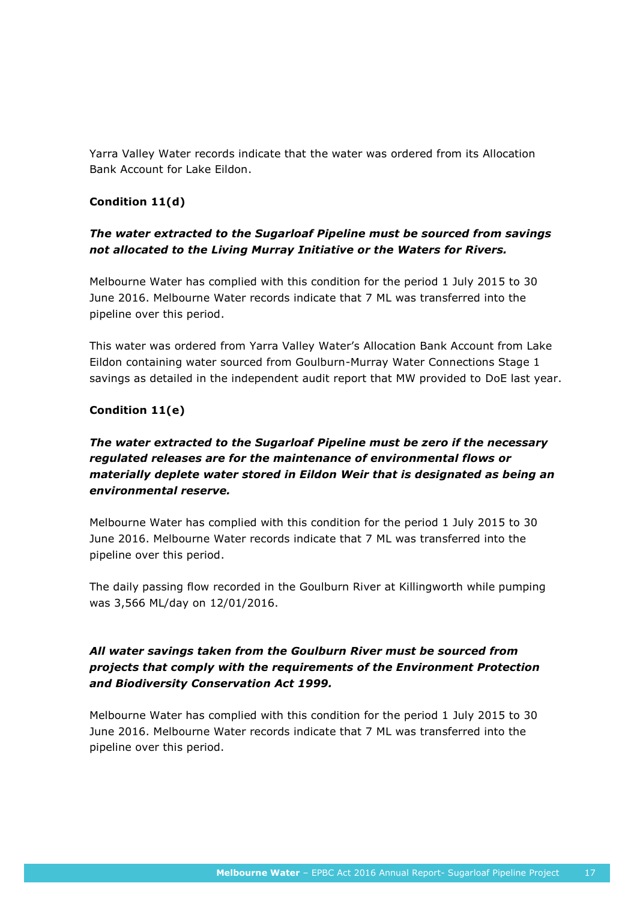Yarra Valley Water records indicate that the water was ordered from its Allocation Bank Account for Lake Eildon.

**Condition 11(d)**

***The water extracted to the Sugarloaf Pipeline must be sourced from savings not allocated to the Living Murray Initiative or the Waters for Rivers.***

Melbourne Water has complied with this condition for the period 1 July 2015 to 30 June 2016. Melbourne Water records indicate that 7 ML was transferred into the pipeline over this period.

This water was ordered from Yarra Valley Water's Allocation Bank Account from Lake Eildon containing water sourced from Goulburn-Murray Water Connections Stage 1 savings as detailed in the independent audit report that MW provided to DoE last year.

**Condition 11(e)**

***The water extracted to the Sugarloaf Pipeline must be zero if the necessary regulated releases are for the maintenance of environmental flows or materially deplete water stored in Eildon Weir that is designated as being an environmental reserve.***

Melbourne Water has complied with this condition for the period 1 July 2015 to 30 June 2016. Melbourne Water records indicate that 7 ML was transferred into the pipeline over this period.

The daily passing flow recorded in the Goulburn River at Killingworth while pumping was 3,566 ML/day on 12/01/2016.

***All water savings taken from the Goulburn River must be sourced from projects that comply with the requirements of the Environment Protection and Biodiversity Conservation Act 1999.***

Melbourne Water has complied with this condition for the period 1 July 2015 to 30 June 2016. Melbourne Water records indicate that 7 ML was transferred into the pipeline over this period.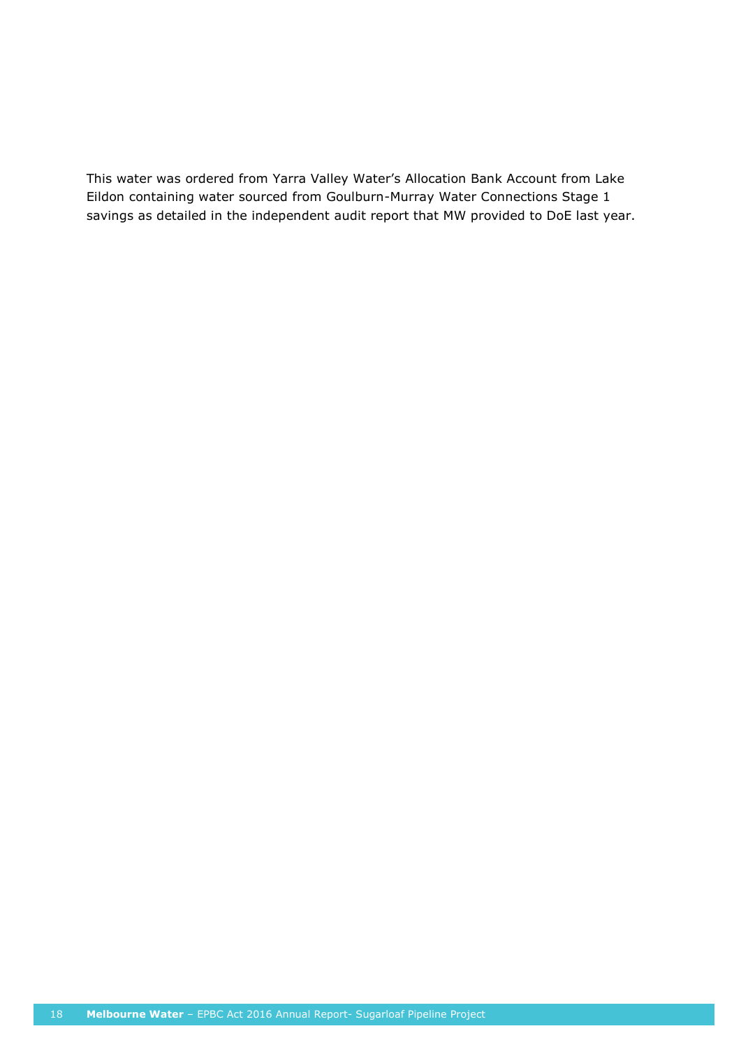This water was ordered from Yarra Valley Water's Allocation Bank Account from Lake Eildon containing water sourced from Goulburn-Murray Water Connections Stage 1 savings as detailed in the independent audit report that MW provided to DoE last year.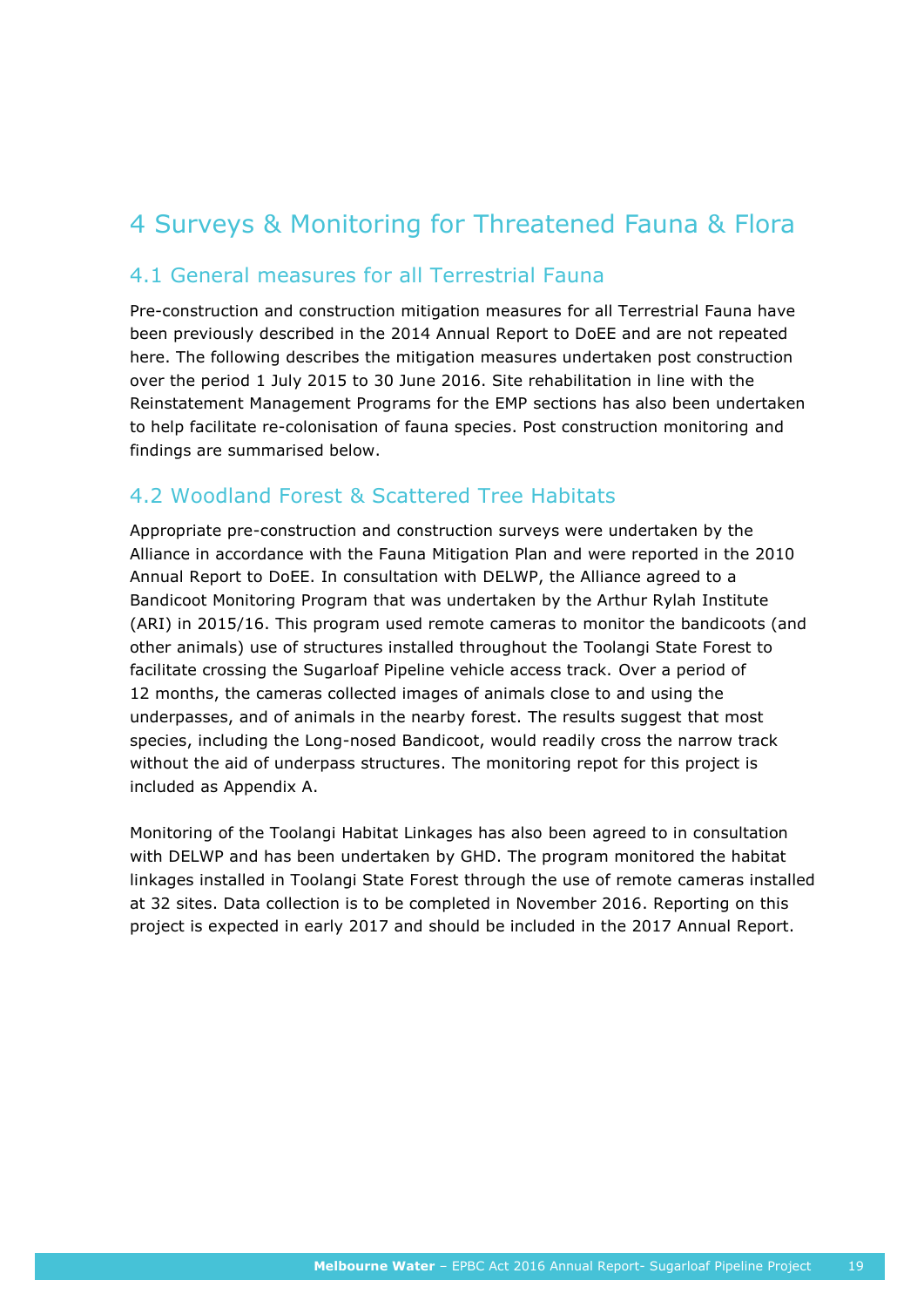# 4 Surveys & Monitoring for Threatened Fauna & Flora

## 4.1 General measures for all Terrestrial Fauna

Pre-construction and construction mitigation measures for all Terrestrial Fauna have been previously described in the 2014 Annual Report to DoEE and are not repeated here. The following describes the mitigation measures undertaken post construction over the period 1 July 2015 to 30 June 2016. Site rehabilitation in line with the Reinstatement Management Programs for the EMP sections has also been undertaken to help facilitate re-colonisation of fauna species. Post construction monitoring and findings are summarised below.

## 4.2 Woodland Forest & Scattered Tree Habitats

Appropriate pre-construction and construction surveys were undertaken by the Alliance in accordance with the Fauna Mitigation Plan and were reported in the 2010 Annual Report to DoEE. In consultation with DELWP, the Alliance agreed to a Bandicoot Monitoring Program that was undertaken by the Arthur Rylah Institute (ARI) in 2015/16. This program used remote cameras to monitor the bandicoots (and other animals) use of structures installed throughout the Toolangi State Forest to facilitate crossing the Sugarloaf Pipeline vehicle access track. Over a period of 12 months, the cameras collected images of animals close to and using the underpasses, and of animals in the nearby forest. The results suggest that most species, including the Long-nosed Bandicoot, would readily cross the narrow track without the aid of underpass structures. The monitoring repot for this project is included as Appendix A.

Monitoring of the Toolangi Habitat Linkages has also been agreed to in consultation with DELWP and has been undertaken by GHD. The program monitored the habitat linkages installed in Toolangi State Forest through the use of remote cameras installed at 32 sites. Data collection is to be completed in November 2016. Reporting on this project is expected in early 2017 and should be included in the 2017 Annual Report.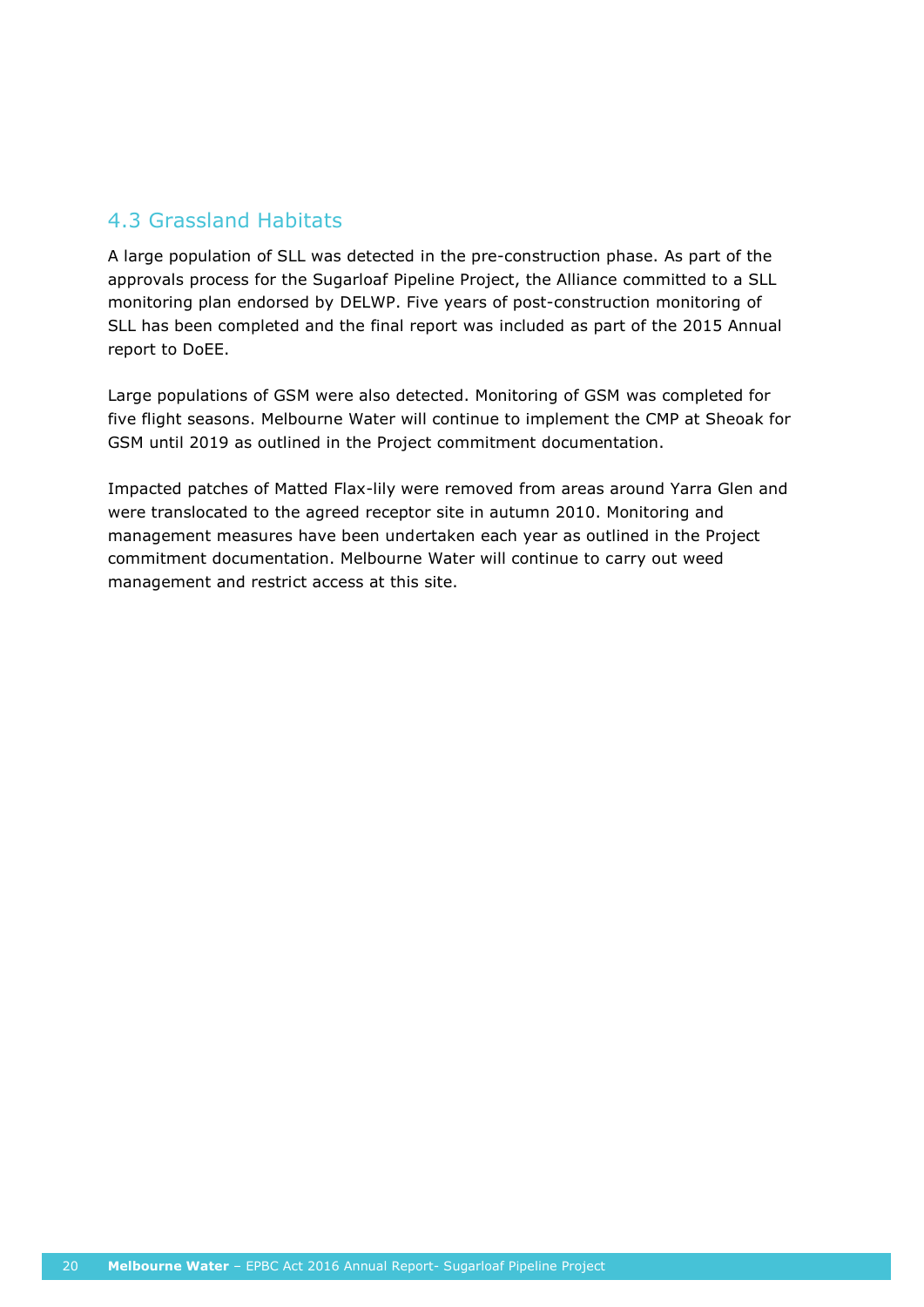## 4.3 Grassland Habitats

A large population of SLL was detected in the pre-construction phase. As part of the approvals process for the Sugarloaf Pipeline Project, the Alliance committed to a SLL monitoring plan endorsed by DELWP. Five years of post-construction monitoring of SLL has been completed and the final report was included as part of the 2015 Annual report to DoEE.

Large populations of GSM were also detected. Monitoring of GSM was completed for five flight seasons. Melbourne Water will continue to implement the CMP at Sheoak for GSM until 2019 as outlined in the Project commitment documentation.

Impacted patches of Matted Flax-lily were removed from areas around Yarra Glen and were translocated to the agreed receptor site in autumn 2010. Monitoring and management measures have been undertaken each year as outlined in the Project commitment documentation. Melbourne Water will continue to carry out weed management and restrict access at this site.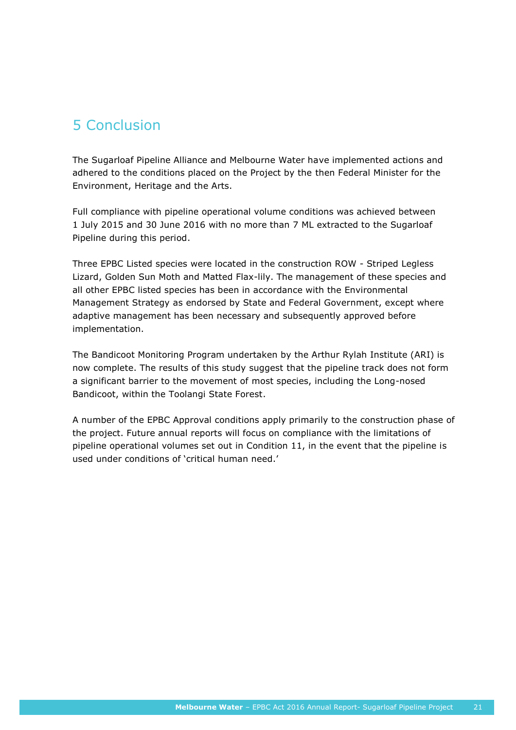# 5 Conclusion

The Sugarloaf Pipeline Alliance and Melbourne Water have implemented actions and adhered to the conditions placed on the Project by the then Federal Minister for the Environment, Heritage and the Arts.

Full compliance with pipeline operational volume conditions was achieved between 1 July 2015 and 30 June 2016 with no more than 7 ML extracted to the Sugarloaf Pipeline during this period.

Three EPBC Listed species were located in the construction ROW - Striped Legless Lizard, Golden Sun Moth and Matted Flax-lily. The management of these species and all other EPBC listed species has been in accordance with the Environmental Management Strategy as endorsed by State and Federal Government, except where adaptive management has been necessary and subsequently approved before implementation.

The Bandicoot Monitoring Program undertaken by the Arthur Rylah Institute (ARI) is now complete. The results of this study suggest that the pipeline track does not form a significant barrier to the movement of most species, including the Long-nosed Bandicoot, within the Toolangi State Forest.

A number of the EPBC Approval conditions apply primarily to the construction phase of the project. Future annual reports will focus on compliance with the limitations of pipeline operational volumes set out in Condition 11, in the event that the pipeline is used under conditions of 'critical human need.'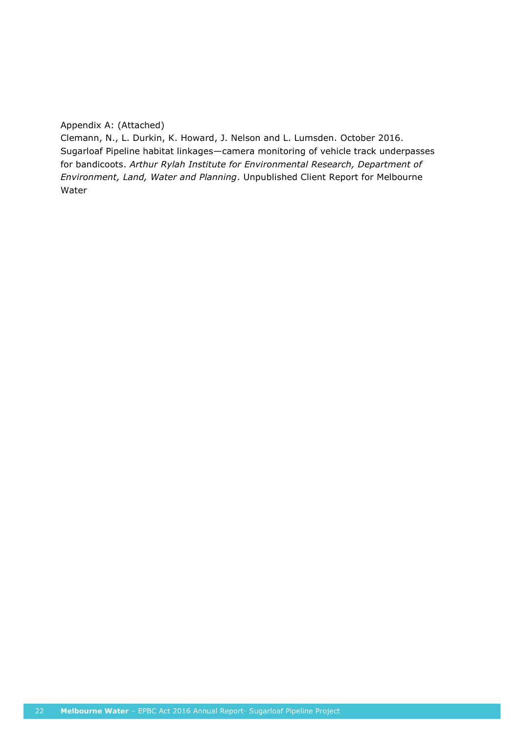Appendix A: (Attached)

Clemann, N., L. Durkin, K. Howard, J. Nelson and L. Lumsden. October 2016. Sugarloaf Pipeline habitat linkages—camera monitoring of vehicle track underpasses for bandicoots. *Arthur Rylah Institute for Environmental Research, Department of Environment, Land, Water and Planning*. Unpublished Client Report for Melbourne Water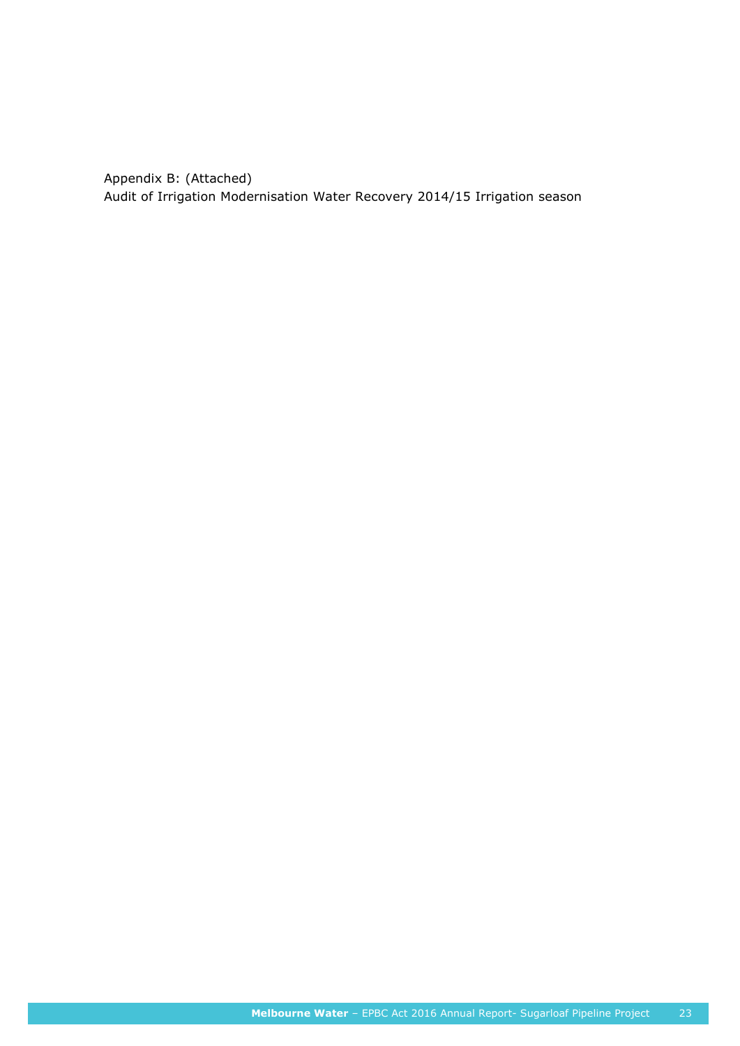Appendix B: (Attached)

Audit of Irrigation Modernisation Water Recovery 2014/15 Irrigation season